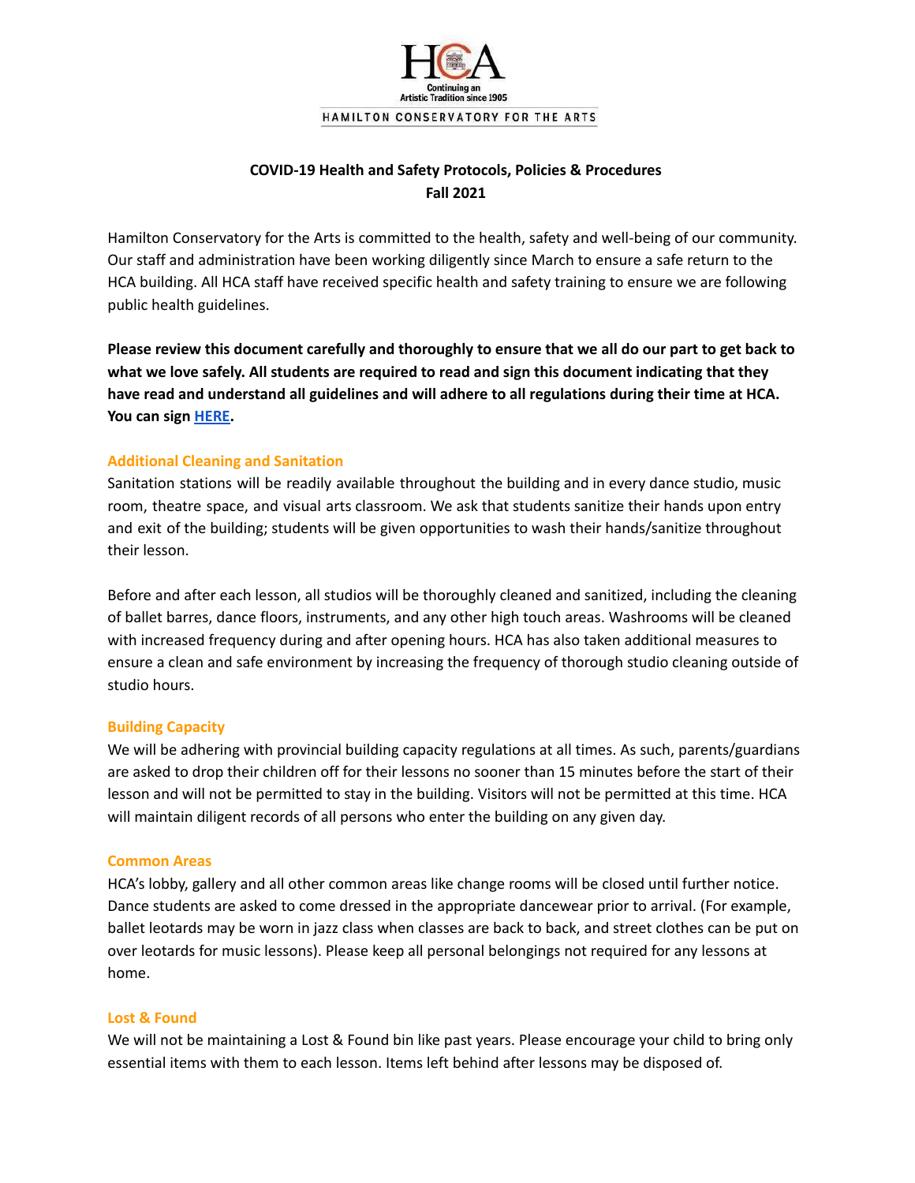HCA

Continuing an Artistic Tradition since 1905

HAMILTON CONSERVATORY FOR THE ARTS

# COVID-19 Health and Safety Protocols, Policies & Procedures
# Fall 2021

Hamilton Conservatory for the Arts is committed to the health, safety and well-being of our community. Our staff and administration have been working diligently since March to ensure a safe return to the HCA building. All HCA staff have received specific health and safety training to ensure we are following public health guidelines.

**Please review this document carefully and thoroughly to ensure that we all do our part to get back to what we love safely. All students are required to read and sign this document indicating that they have read and understand all guidelines and will adhere to all regulations during their time at HCA. You can sign HERE.**

## Additional Cleaning and Sanitation

Sanitation stations will be readily available throughout the building and in every dance studio, music room, theatre space, and visual arts classroom. We ask that students sanitize their hands upon entry and exit of the building; students will be given opportunities to wash their hands/sanitize throughout their lesson.

Before and after each lesson, all studios will be thoroughly cleaned and sanitized, including the cleaning of ballet barres, dance floors, instruments, and any other high touch areas. Washrooms will be cleaned with increased frequency during and after opening hours. HCA has also taken additional measures to ensure a clean and safe environment by increasing the frequency of thorough studio cleaning outside of studio hours.

## Building Capacity

We will be adhering with provincial building capacity regulations at all times. As such, parents/guardians are asked to drop their children off for their lessons no sooner than 15 minutes before the start of their lesson and will not be permitted to stay in the building. Visitors will not be permitted at this time. HCA will maintain diligent records of all persons who enter the building on any given day.

## Common Areas

HCA's lobby, gallery and all other common areas like change rooms will be closed until further notice. Dance students are asked to come dressed in the appropriate dancewear prior to arrival. (For example, ballet leotards may be worn in jazz class when classes are back to back, and street clothes can be put on over leotards for music lessons). Please keep all personal belongings not required for any lessons at home.

## Lost & Found

We will not be maintaining a Lost & Found bin like past years. Please encourage your child to bring only essential items with them to each lesson. Items left behind after lessons may be disposed of.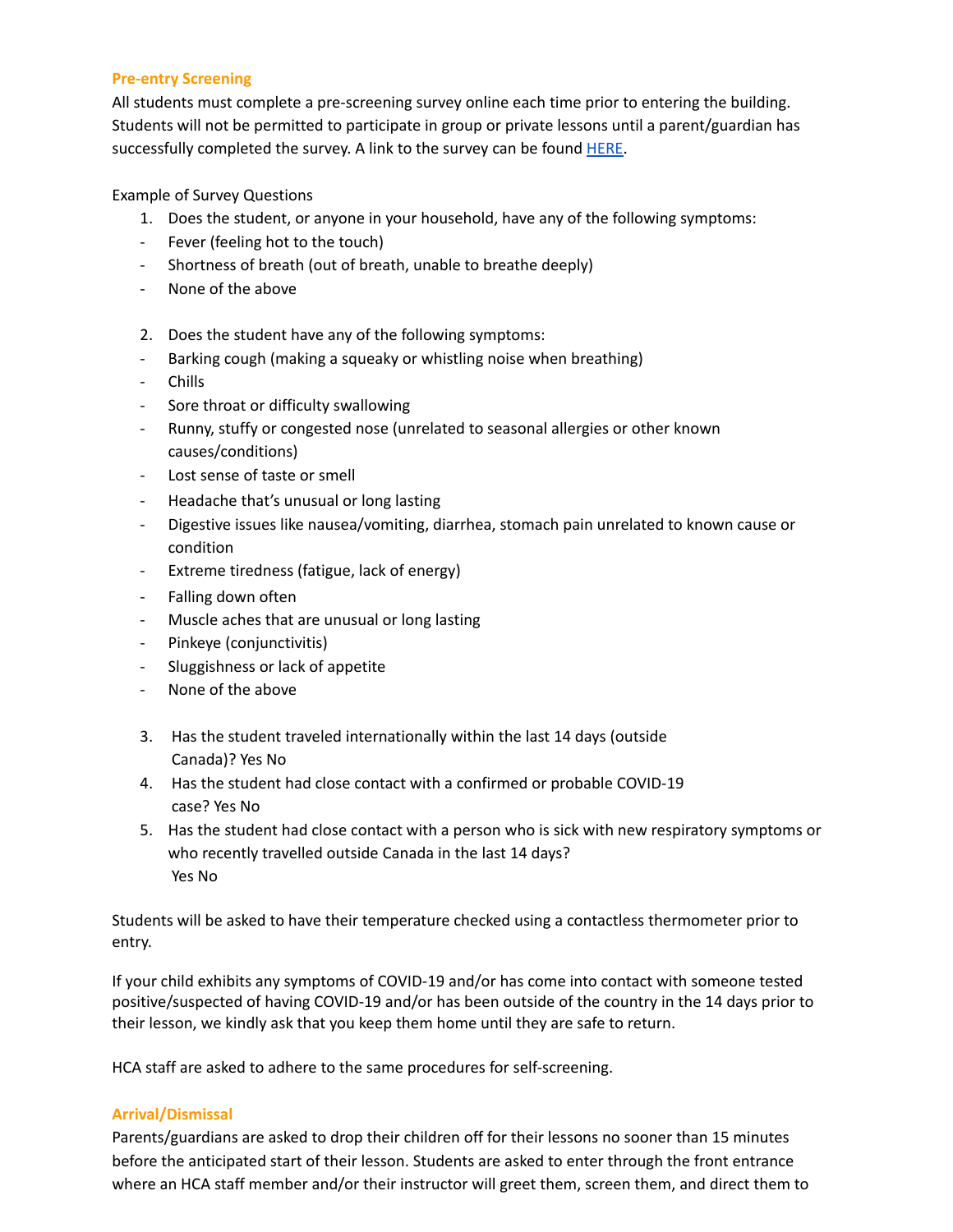## Pre-entry Screening

All students must complete a pre-screening survey online each time prior to entering the building. Students will not be permitted to participate in group or private lessons until a parent/guardian has successfully completed the survey. A link to the survey can be found [HERE].

Example of Survey Questions

1. Does the student, or anyone in your household, have any of the following symptoms:
   - Fever (feeling hot to the touch)
   - Shortness of breath (out of breath, unable to breathe deeply)
   - None of the above

2. Does the student have any of the following symptoms:
   - Barking cough (making a squeaky or whistling noise when breathing)
   - Chills
   - Sore throat or difficulty swallowing
   - Runny, stuffy or congested nose (unrelated to seasonal allergies or other known causes/conditions)
   - Lost sense of taste or smell
   - Headache that's unusual or long lasting
   - Digestive issues like nausea/vomiting, diarrhea, stomach pain unrelated to known cause or condition
   - Extreme tiredness (fatigue, lack of energy)
   - Falling down often
   - Muscle aches that are unusual or long lasting
   - Pinkeye (conjunctivitis)
   - Sluggishness or lack of appetite
   - None of the above

3. Has the student traveled internationally within the last 14 days (outside Canada)? Yes No
4. Has the student had close contact with a confirmed or probable COVID-19 case? Yes No
5. Has the student had close contact with a person who is sick with new respiratory symptoms or who recently travelled outside Canada in the last 14 days? Yes No

Students will be asked to have their temperature checked using a contactless thermometer prior to entry.

If your child exhibits any symptoms of COVID-19 and/or has come into contact with someone tested positive/suspected of having COVID-19 and/or has been outside of the country in the 14 days prior to their lesson, we kindly ask that you keep them home until they are safe to return.

HCA staff are asked to adhere to the same procedures for self-screening.

## Arrival/Dismissal

Parents/guardians are asked to drop their children off for their lessons no sooner than 15 minutes before the anticipated start of their lesson. Students are asked to enter through the front entrance where an HCA staff member and/or their instructor will greet them, screen them, and direct them to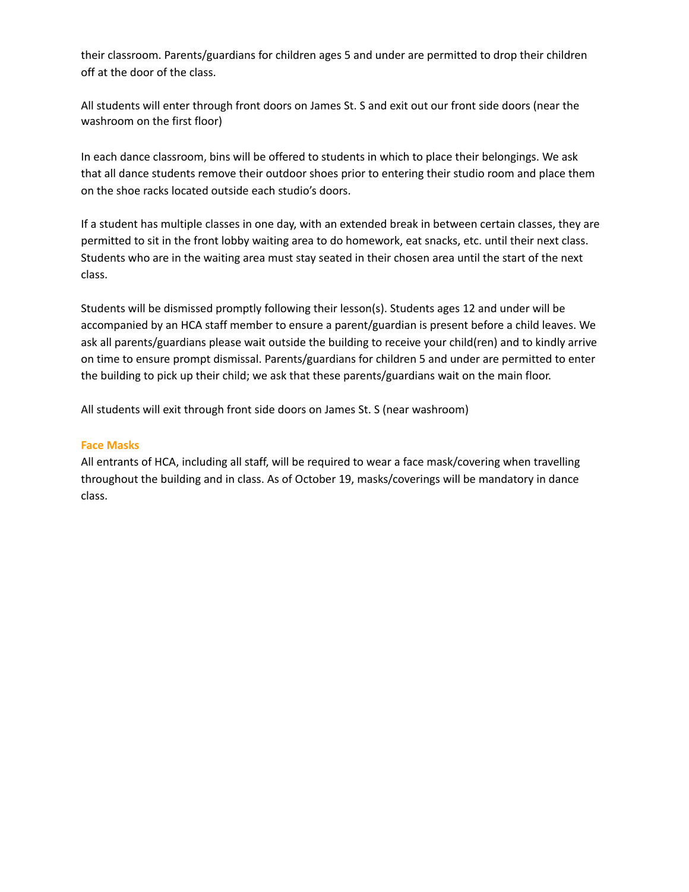their classroom. Parents/guardians for children ages 5 and under are permitted to drop their children off at the door of the class.

All students will enter through front doors on James St. S and exit out our front side doors (near the washroom on the first floor)

In each dance classroom, bins will be offered to students in which to place their belongings. We ask that all dance students remove their outdoor shoes prior to entering their studio room and place them on the shoe racks located outside each studio's doors.

If a student has multiple classes in one day, with an extended break in between certain classes, they are permitted to sit in the front lobby waiting area to do homework, eat snacks, etc. until their next class. Students who are in the waiting area must stay seated in their chosen area until the start of the next class.

Students will be dismissed promptly following their lesson(s). Students ages 12 and under will be accompanied by an HCA staff member to ensure a parent/guardian is present before a child leaves. We ask all parents/guardians please wait outside the building to receive your child(ren) and to kindly arrive on time to ensure prompt dismissal. Parents/guardians for children 5 and under are permitted to enter the building to pick up their child; we ask that these parents/guardians wait on the main floor.

All students will exit through front side doors on James St. S (near washroom)

### Face Masks

All entrants of HCA, including all staff, will be required to wear a face mask/covering when travelling throughout the building and in class. As of October 19, masks/coverings will be mandatory in dance class.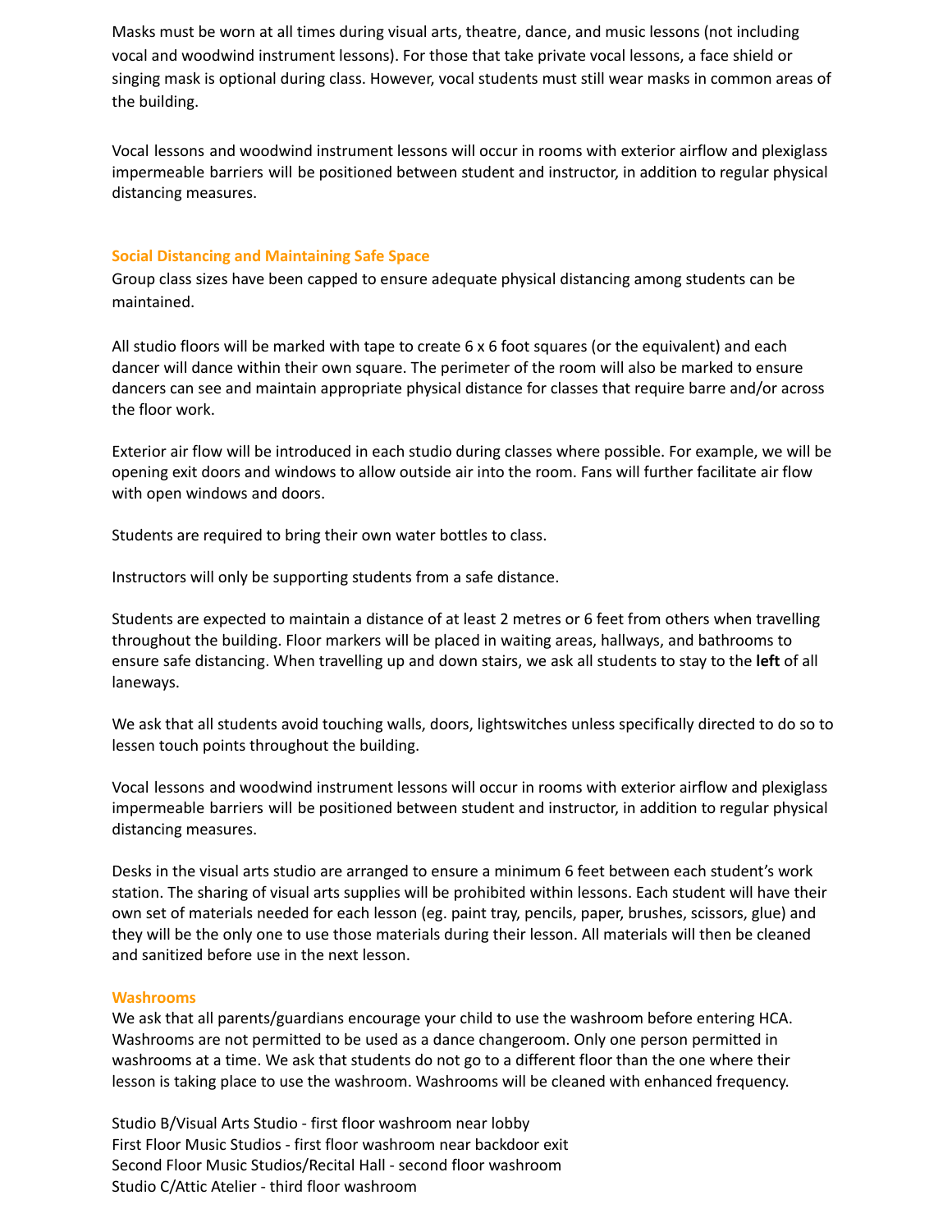Masks must be worn at all times during visual arts, theatre, dance, and music lessons (not including vocal and woodwind instrument lessons). For those that take private vocal lessons, a face shield or singing mask is optional during class. However, vocal students must still wear masks in common areas of the building.

Vocal lessons and woodwind instrument lessons will occur in rooms with exterior airflow and plexiglass impermeable barriers will be positioned between student and instructor, in addition to regular physical distancing measures.

### Social Distancing and Maintaining Safe Space

Group class sizes have been capped to ensure adequate physical distancing among students can be maintained.

All studio floors will be marked with tape to create 6 x 6 foot squares (or the equivalent) and each dancer will dance within their own square. The perimeter of the room will also be marked to ensure dancers can see and maintain appropriate physical distance for classes that require barre and/or across the floor work.

Exterior air flow will be introduced in each studio during classes where possible. For example, we will be opening exit doors and windows to allow outside air into the room. Fans will further facilitate air flow with open windows and doors.

Students are required to bring their own water bottles to class.

Instructors will only be supporting students from a safe distance.

Students are expected to maintain a distance of at least 2 metres or 6 feet from others when travelling throughout the building. Floor markers will be placed in waiting areas, hallways, and bathrooms to ensure safe distancing. When travelling up and down stairs, we ask all students to stay to the **left** of all laneways.

We ask that all students avoid touching walls, doors, lightswitches unless specifically directed to do so to lessen touch points throughout the building.

Vocal lessons and woodwind instrument lessons will occur in rooms with exterior airflow and plexiglass impermeable barriers will be positioned between student and instructor, in addition to regular physical distancing measures.

Desks in the visual arts studio are arranged to ensure a minimum 6 feet between each student's work station. The sharing of visual arts supplies will be prohibited within lessons. Each student will have their own set of materials needed for each lesson (eg. paint tray, pencils, paper, brushes, scissors, glue) and they will be the only one to use those materials during their lesson. All materials will then be cleaned and sanitized before use in the next lesson.

### Washrooms

We ask that all parents/guardians encourage your child to use the washroom before entering HCA. Washrooms are not permitted to be used as a dance changeroom. Only one person permitted in washrooms at a time. We ask that students do not go to a different floor than the one where their lesson is taking place to use the washroom. Washrooms will be cleaned with enhanced frequency.

Studio B/Visual Arts Studio - first floor washroom near lobby
First Floor Music Studios - first floor washroom near backdoor exit
Second Floor Music Studios/Recital Hall - second floor washroom
Studio C/Attic Atelier - third floor washroom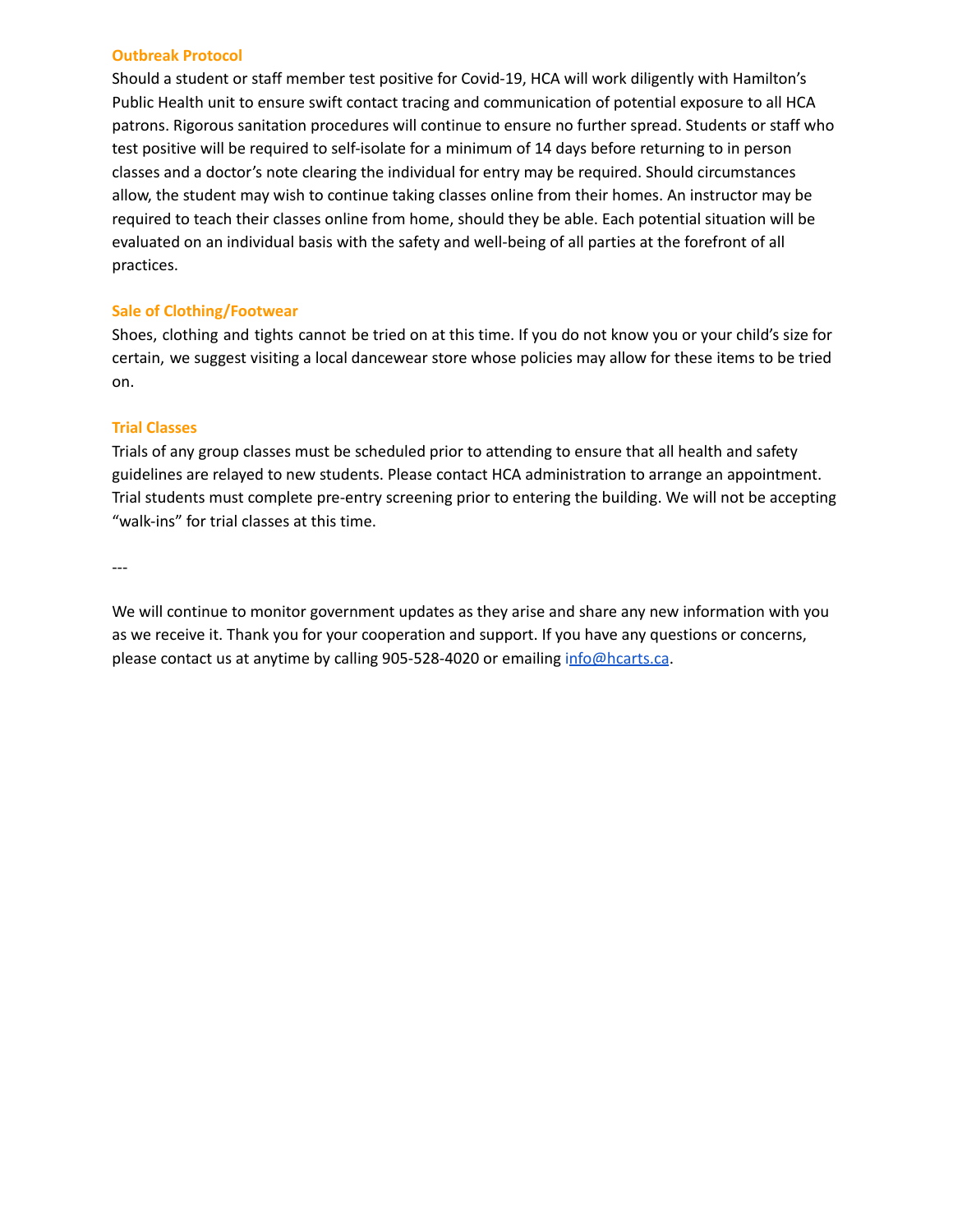### Outbreak Protocol

Should a student or staff member test positive for Covid-19, HCA will work diligently with Hamilton's Public Health unit to ensure swift contact tracing and communication of potential exposure to all HCA patrons. Rigorous sanitation procedures will continue to ensure no further spread. Students or staff who test positive will be required to self-isolate for a minimum of 14 days before returning to in person classes and a doctor's note clearing the individual for entry may be required. Should circumstances allow, the student may wish to continue taking classes online from their homes. An instructor may be required to teach their classes online from home, should they be able. Each potential situation will be evaluated on an individual basis with the safety and well-being of all parties at the forefront of all practices.

### Sale of Clothing/Footwear

Shoes, clothing and tights cannot be tried on at this time. If you do not know you or your child's size for certain, we suggest visiting a local dancewear store whose policies may allow for these items to be tried on.

### Trial Classes

Trials of any group classes must be scheduled prior to attending to ensure that all health and safety guidelines are relayed to new students. Please contact HCA administration to arrange an appointment. Trial students must complete pre-entry screening prior to entering the building. We will not be accepting "walk-ins" for trial classes at this time.

---

We will continue to monitor government updates as they arise and share any new information with you as we receive it. Thank you for your cooperation and support. If you have any questions or concerns, please contact us at anytime by calling 905-528-4020 or emailing info@hcarts.ca.